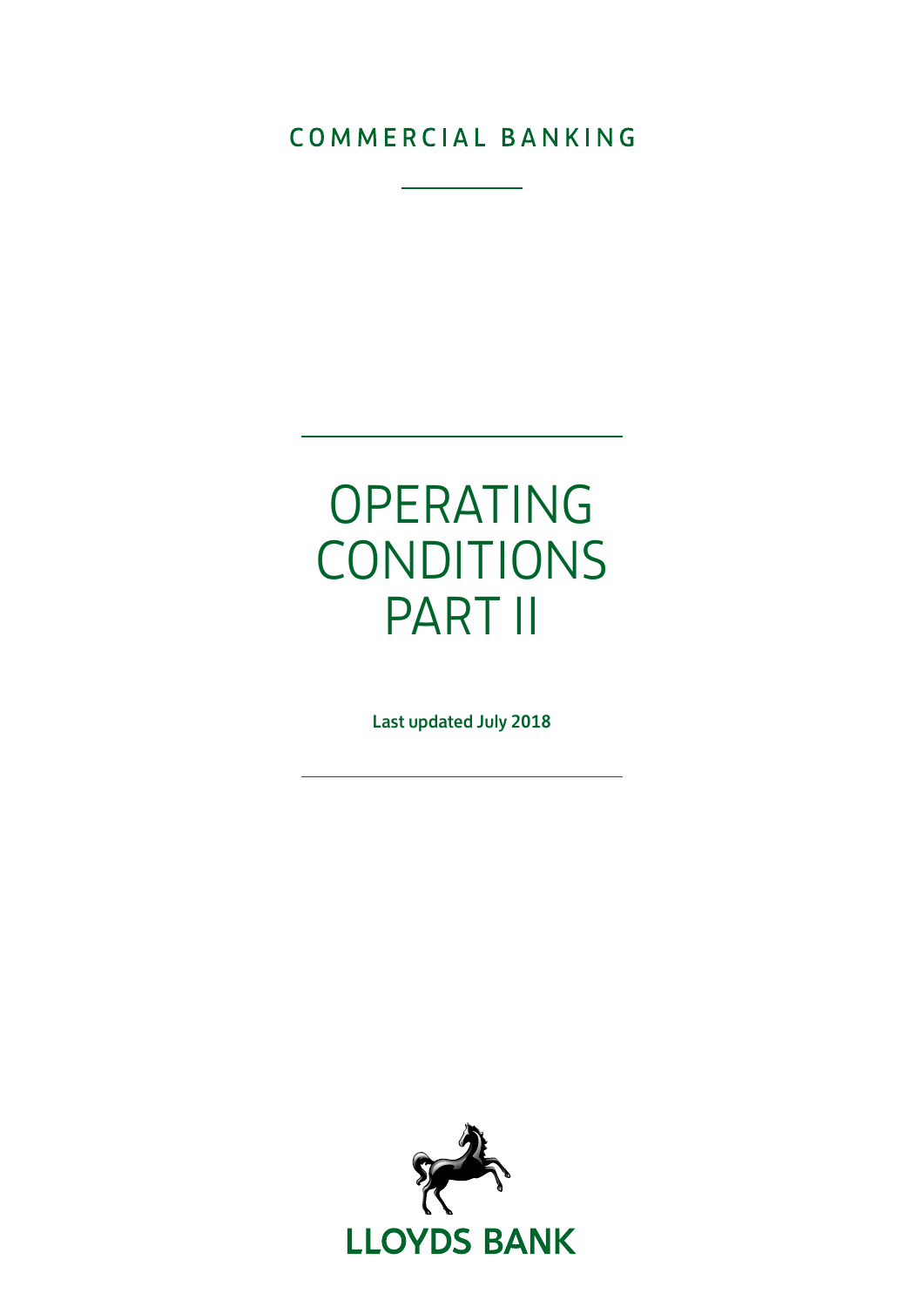COMMERCIAL BANKING

# OPERATING CONDITIONS PART II

**Last updated July 2018**

LLOYDS BANK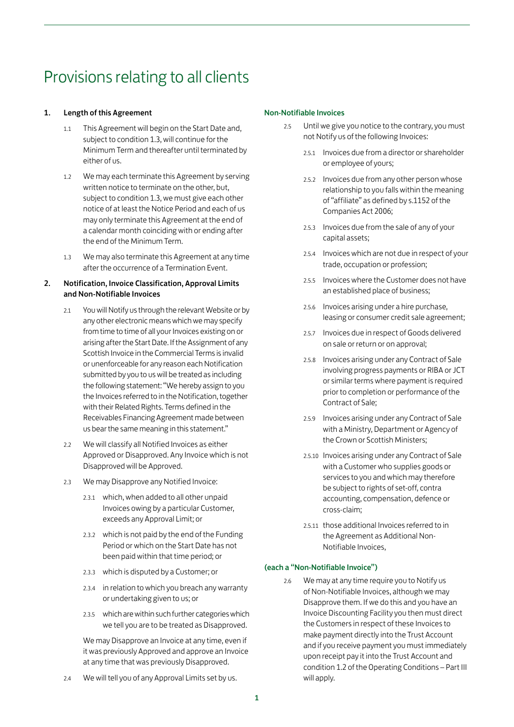# Provisions relating to all clients

**1. Length of this Agreement**

1.1 This Agreement will begin on the Start Date and, subject to condition 1.3, will continue for the Minimum Term and thereafter until terminated by either of us.

1.2 We may each terminate this Agreement by serving written notice to terminate on the other, but, subject to condition 1.3, we must give each other notice of at least the Notice Period and each of us may only terminate this Agreement at the end of a calendar month coinciding with or ending after the end of the Minimum Term.

1.3 We may also terminate this Agreement at any time after the occurrence of a Termination Event.

**2. Notification, Invoice Classification, Approval Limits and Non-Notifiable Invoices**

2.1 You will Notify us through the relevant Website or by any other electronic means which we may specify from time to time of all your Invoices existing on or arising after the Start Date. If the Assignment of any Scottish Invoice in the Commercial Terms is invalid or unenforceable for any reason each Notification submitted by you to us will be treated as including the following statement: "We hereby assign to you the Invoices referred to in the Notification, together with their Related Rights. Terms defined in the Receivables Financing Agreement made between us bear the same meaning in this statement."

2.2 We will classify all Notified Invoices as either Approved or Disapproved. Any Invoice which is not Disapproved will be Approved.

2.3 We may Disapprove any Notified Invoice:

2.3.1 which, when added to all other unpaid Invoices owing by a particular Customer, exceeds any Approval Limit; or

2.3.2 which is not paid by the end of the Funding Period or which on the Start Date has not been paid within that time period; or

2.3.3 which is disputed by a Customer; or

2.3.4 in relation to which you breach any warranty or undertaking given to us; or

2.3.5 which are within such further categories which we tell you are to be treated as Disapproved.

We may Disapprove an Invoice at any time, even if it was previously Approved and approve an Invoice at any time that was previously Disapproved.

2.4 We will tell you of any Approval Limits set by us.

**Non-Notifiable Invoices**

2.5 Until we give you notice to the contrary, you must not Notify us of the following Invoices:

2.5.1 Invoices due from a director or shareholder or employee of yours;

2.5.2 Invoices due from any other person whose relationship to you falls within the meaning of "affiliate" as defined by s.1152 of the Companies Act 2006;

2.5.3 Invoices due from the sale of any of your capital assets;

2.5.4 Invoices which are not due in respect of your trade, occupation or profession;

2.5.5 Invoices where the Customer does not have an established place of business;

2.5.6 Invoices arising under a hire purchase, leasing or consumer credit sale agreement;

2.5.7 Invoices due in respect of Goods delivered on sale or return or on approval;

2.5.8 Invoices arising under any Contract of Sale involving progress payments or RIBA or JCT or similar terms where payment is required prior to completion or performance of the Contract of Sale;

2.5.9 Invoices arising under any Contract of Sale with a Ministry, Department or Agency of the Crown or Scottish Ministers;

2.5.10 Invoices arising under any Contract of Sale with a Customer who supplies goods or services to you and which may therefore be subject to rights of set-off, contra accounting, compensation, defence or cross-claim;

2.5.11 those additional Invoices referred to in the Agreement as Additional Non-Notifiable Invoices,

**(each a "Non-Notifiable Invoice")**

2.6 We may at any time require you to Notify us of Non-Notifiable Invoices, although we may Disapprove them. If we do this and you have an Invoice Discounting Facility you then must direct the Customers in respect of these Invoices to make payment directly into the Trust Account and if you receive payment you must immediately upon receipt pay it into the Trust Account and condition 1.2 of the Operating Conditions – Part III will apply.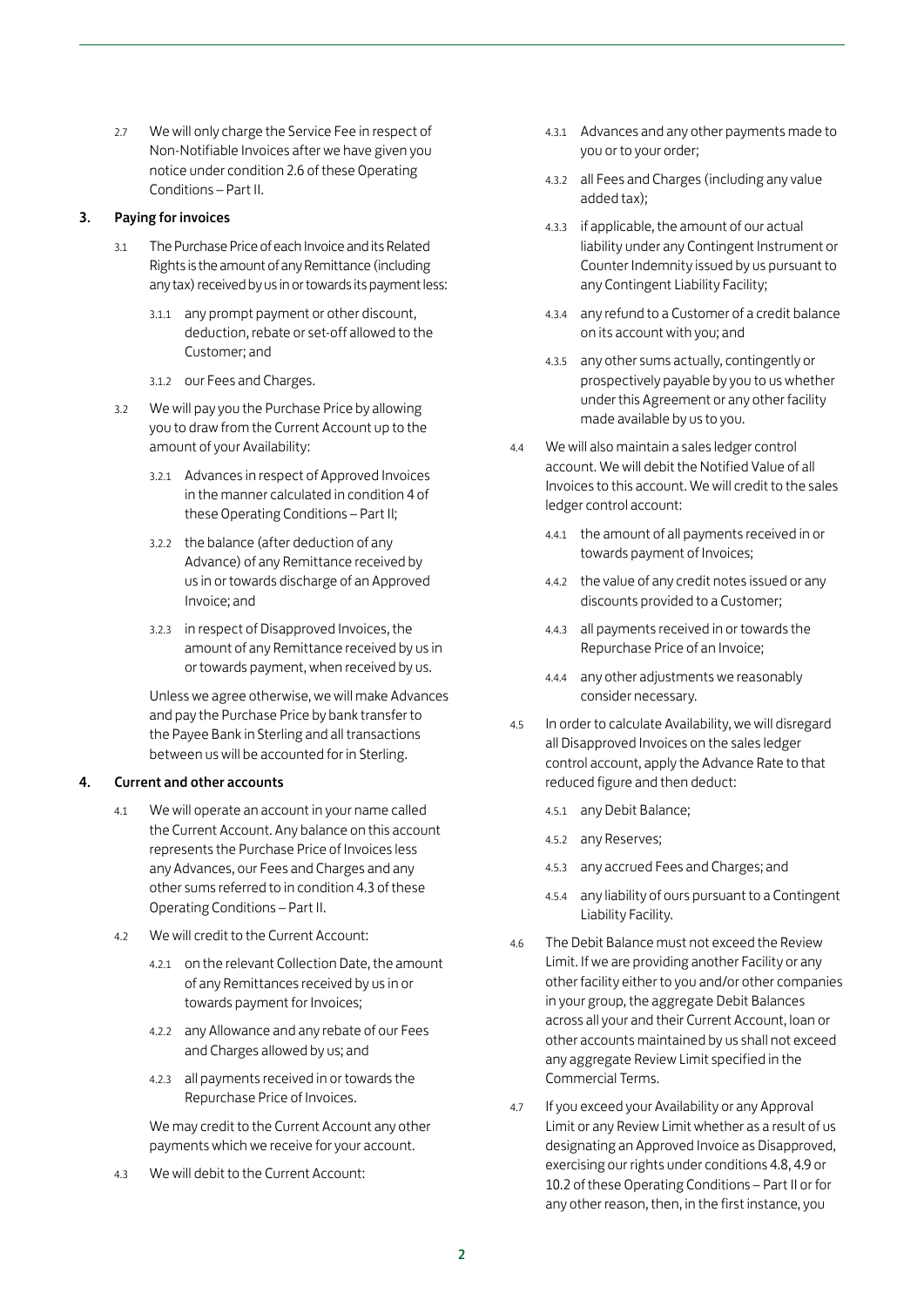2.7 We will only charge the Service Fee in respect of Non-Notifiable Invoices after we have given you notice under condition 2.6 of these Operating Conditions – Part II.

## 3. Paying for invoices

3.1 The Purchase Price of each Invoice and its Related Rights is the amount of any Remittance (including any tax) received by us in or towards its payment less:

3.1.1 any prompt payment or other discount, deduction, rebate or set-off allowed to the Customer; and

3.1.2 our Fees and Charges.

3.2 We will pay you the Purchase Price by allowing you to draw from the Current Account up to the amount of your Availability:

3.2.1 Advances in respect of Approved Invoices in the manner calculated in condition 4 of these Operating Conditions – Part II;

3.2.2 the balance (after deduction of any Advance) of any Remittance received by us in or towards discharge of an Approved Invoice; and

3.2.3 in respect of Disapproved Invoices, the amount of any Remittance received by us in or towards payment, when received by us.

Unless we agree otherwise, we will make Advances and pay the Purchase Price by bank transfer to the Payee Bank in Sterling and all transactions between us will be accounted for in Sterling.

## 4. Current and other accounts

4.1 We will operate an account in your name called the Current Account. Any balance on this account represents the Purchase Price of Invoices less any Advances, our Fees and Charges and any other sums referred to in condition 4.3 of these Operating Conditions – Part II.

4.2 We will credit to the Current Account:

4.2.1 on the relevant Collection Date, the amount of any Remittances received by us in or towards payment for Invoices;

4.2.2 any Allowance and any rebate of our Fees and Charges allowed by us; and

4.2.3 all payments received in or towards the Repurchase Price of Invoices.

We may credit to the Current Account any other payments which we receive for your account.

4.3 We will debit to the Current Account:

4.3.1 Advances and any other payments made to you or to your order;

4.3.2 all Fees and Charges (including any value added tax);

4.3.3 if applicable, the amount of our actual liability under any Contingent Instrument or Counter Indemnity issued by us pursuant to any Contingent Liability Facility;

4.3.4 any refund to a Customer of a credit balance on its account with you; and

4.3.5 any other sums actually, contingently or prospectively payable by you to us whether under this Agreement or any other facility made available by us to you.

4.4 We will also maintain a sales ledger control account. We will debit the Notified Value of all Invoices to this account. We will credit to the sales ledger control account:

4.4.1 the amount of all payments received in or towards payment of Invoices;

4.4.2 the value of any credit notes issued or any discounts provided to a Customer;

4.4.3 all payments received in or towards the Repurchase Price of an Invoice;

4.4.4 any other adjustments we reasonably consider necessary.

4.5 In order to calculate Availability, we will disregard all Disapproved Invoices on the sales ledger control account, apply the Advance Rate to that reduced figure and then deduct:

4.5.1 any Debit Balance;

4.5.2 any Reserves;

4.5.3 any accrued Fees and Charges; and

4.5.4 any liability of ours pursuant to a Contingent Liability Facility.

4.6 The Debit Balance must not exceed the Review Limit. If we are providing another Facility or any other facility either to you and/or other companies in your group, the aggregate Debit Balances across all your and their Current Account, loan or other accounts maintained by us shall not exceed any aggregate Review Limit specified in the Commercial Terms.

4.7 If you exceed your Availability or any Approval Limit or any Review Limit whether as a result of us designating an Approved Invoice as Disapproved, exercising our rights under conditions 4.8, 4.9 or 10.2 of these Operating Conditions – Part II or for any other reason, then, in the first instance, you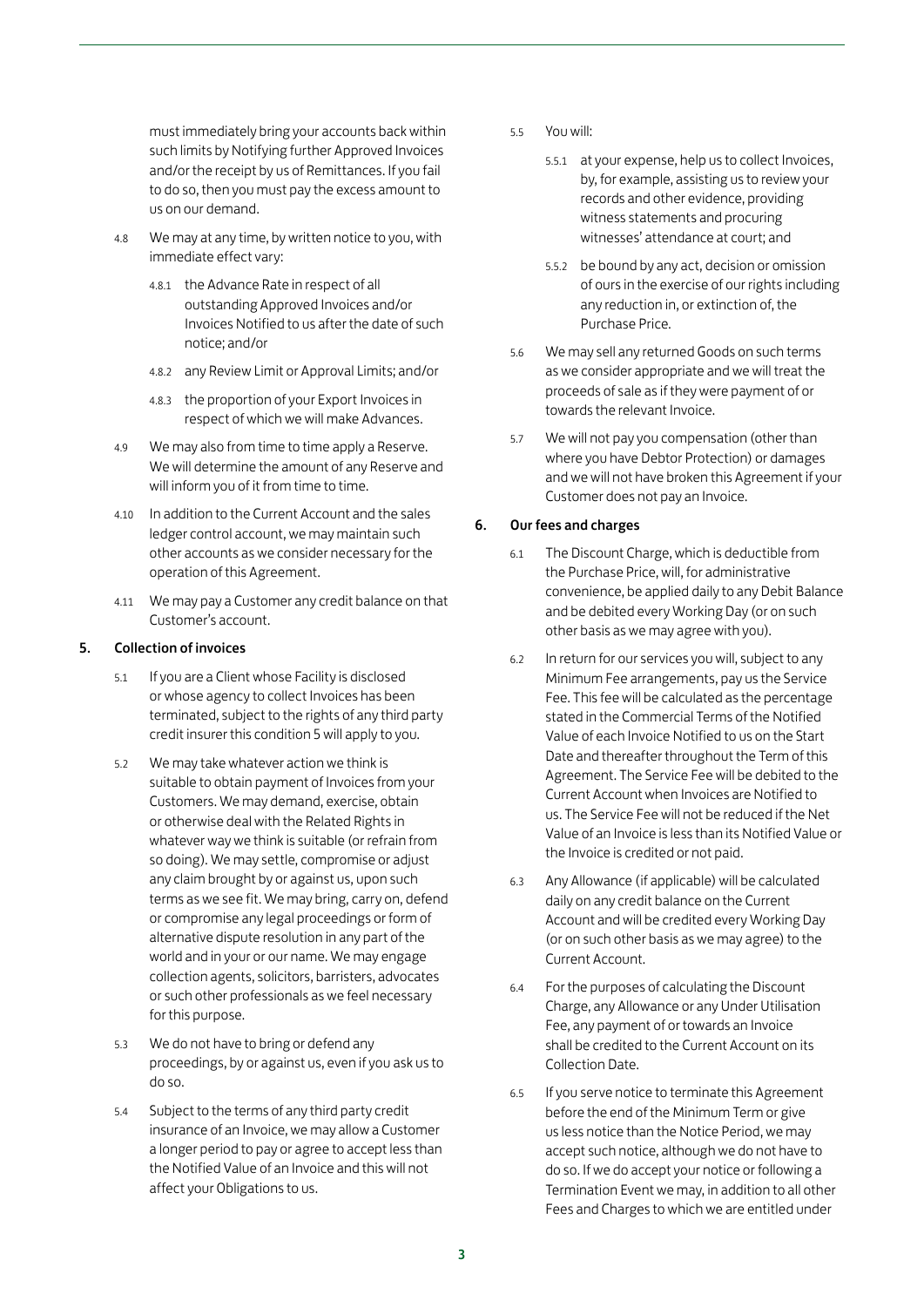must immediately bring your accounts back within such limits by Notifying further Approved Invoices and/or the receipt by us of Remittances. If you fail to do so, then you must pay the excess amount to us on our demand.

4.8 We may at any time, by written notice to you, with immediate effect vary:

4.8.1 the Advance Rate in respect of all outstanding Approved Invoices and/or Invoices Notified to us after the date of such notice; and/or

4.8.2 any Review Limit or Approval Limits; and/or

4.8.3 the proportion of your Export Invoices in respect of which we will make Advances.

4.9 We may also from time to time apply a Reserve. We will determine the amount of any Reserve and will inform you of it from time to time.

4.10 In addition to the Current Account and the sales ledger control account, we may maintain such other accounts as we consider necessary for the operation of this Agreement.

4.11 We may pay a Customer any credit balance on that Customer's account.

## 5. Collection of invoices

5.1 If you are a Client whose Facility is disclosed or whose agency to collect Invoices has been terminated, subject to the rights of any third party credit insurer this condition 5 will apply to you.

5.2 We may take whatever action we think is suitable to obtain payment of Invoices from your Customers. We may demand, exercise, obtain or otherwise deal with the Related Rights in whatever way we think is suitable (or refrain from so doing). We may settle, compromise or adjust any claim brought by or against us, upon such terms as we see fit. We may bring, carry on, defend or compromise any legal proceedings or form of alternative dispute resolution in any part of the world and in your or our name. We may engage collection agents, solicitors, barristers, advocates or such other professionals as we feel necessary for this purpose.

5.3 We do not have to bring or defend any proceedings, by or against us, even if you ask us to do so.

5.4 Subject to the terms of any third party credit insurance of an Invoice, we may allow a Customer a longer period to pay or agree to accept less than the Notified Value of an Invoice and this will not affect your Obligations to us.

5.5 You will:

5.5.1 at your expense, help us to collect Invoices, by, for example, assisting us to review your records and other evidence, providing witness statements and procuring witnesses' attendance at court; and

5.5.2 be bound by any act, decision or omission of ours in the exercise of our rights including any reduction in, or extinction of, the Purchase Price.

5.6 We may sell any returned Goods on such terms as we consider appropriate and we will treat the proceeds of sale as if they were payment of or towards the relevant Invoice.

5.7 We will not pay you compensation (other than where you have Debtor Protection) or damages and we will not have broken this Agreement if your Customer does not pay an Invoice.

## 6. Our fees and charges

6.1 The Discount Charge, which is deductible from the Purchase Price, will, for administrative convenience, be applied daily to any Debit Balance and be debited every Working Day (or on such other basis as we may agree with you).

6.2 In return for our services you will, subject to any Minimum Fee arrangements, pay us the Service Fee. This fee will be calculated as the percentage stated in the Commercial Terms of the Notified Value of each Invoice Notified to us on the Start Date and thereafter throughout the Term of this Agreement. The Service Fee will be debited to the Current Account when Invoices are Notified to us. The Service Fee will not be reduced if the Net Value of an Invoice is less than its Notified Value or the Invoice is credited or not paid.

6.3 Any Allowance (if applicable) will be calculated daily on any credit balance on the Current Account and will be credited every Working Day (or on such other basis as we may agree) to the Current Account.

6.4 For the purposes of calculating the Discount Charge, any Allowance or any Under Utilisation Fee, any payment of or towards an Invoice shall be credited to the Current Account on its Collection Date.

6.5 If you serve notice to terminate this Agreement before the end of the Minimum Term or give us less notice than the Notice Period, we may accept such notice, although we do not have to do so. If we do accept your notice or following a Termination Event we may, in addition to all other Fees and Charges to which we are entitled under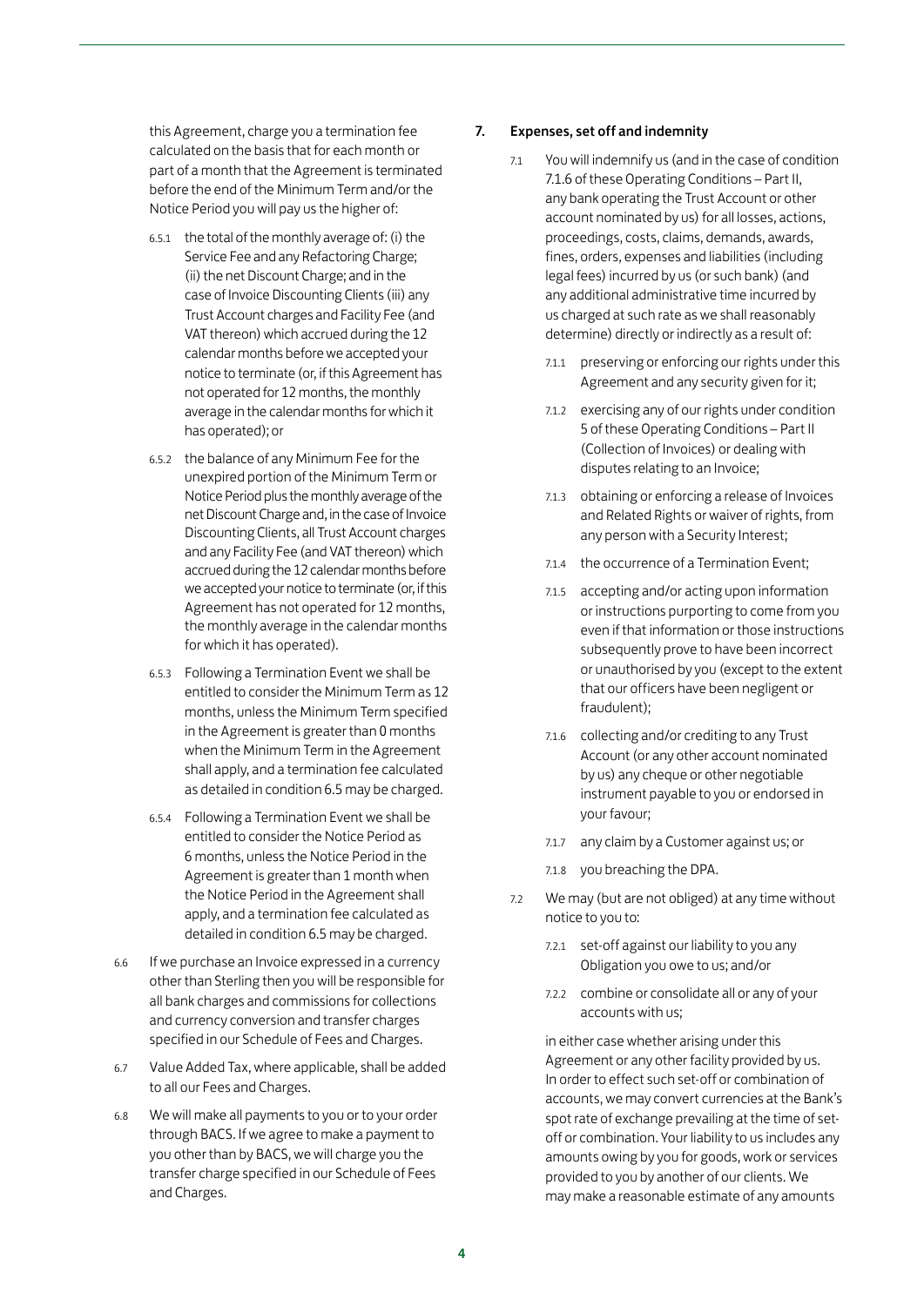this Agreement, charge you a termination fee calculated on the basis that for each month or part of a month that the Agreement is terminated before the end of the Minimum Term and/or the Notice Period you will pay us the higher of:

6.5.1 the total of the monthly average of: (i) the Service Fee and any Refactoring Charge; (ii) the net Discount Charge; and in the case of Invoice Discounting Clients (iii) any Trust Account charges and Facility Fee (and VAT thereon) which accrued during the 12 calendar months before we accepted your notice to terminate (or, if this Agreement has not operated for 12 months, the monthly average in the calendar months for which it has operated); or

6.5.2 the balance of any Minimum Fee for the unexpired portion of the Minimum Term or Notice Period plus the monthly average of the net Discount Charge and, in the case of Invoice Discounting Clients, all Trust Account charges and any Facility Fee (and VAT thereon) which accrued during the 12 calendar months before we accepted your notice to terminate (or, if this Agreement has not operated for 12 months, the monthly average in the calendar months for which it has operated).

6.5.3 Following a Termination Event we shall be entitled to consider the Minimum Term as 12 months, unless the Minimum Term specified in the Agreement is greater than 0 months when the Minimum Term in the Agreement shall apply, and a termination fee calculated as detailed in condition 6.5 may be charged.

6.5.4 Following a Termination Event we shall be entitled to consider the Notice Period as 6 months, unless the Notice Period in the Agreement is greater than 1 month when the Notice Period in the Agreement shall apply, and a termination fee calculated as detailed in condition 6.5 may be charged.

6.6 If we purchase an Invoice expressed in a currency other than Sterling then you will be responsible for all bank charges and commissions for collections and currency conversion and transfer charges specified in our Schedule of Fees and Charges.

6.7 Value Added Tax, where applicable, shall be added to all our Fees and Charges.

6.8 We will make all payments to you or to your order through BACS. If we agree to make a payment to you other than by BACS, we will charge you the transfer charge specified in our Schedule of Fees and Charges.

## 7. Expenses, set off and indemnity

7.1 You will indemnify us (and in the case of condition 7.1.6 of these Operating Conditions – Part II, any bank operating the Trust Account or other account nominated by us) for all losses, actions, proceedings, costs, claims, demands, awards, fines, orders, expenses and liabilities (including legal fees) incurred by us (or such bank) (and any additional administrative time incurred by us charged at such rate as we shall reasonably determine) directly or indirectly as a result of:

7.1.1 preserving or enforcing our rights under this Agreement and any security given for it;

7.1.2 exercising any of our rights under condition 5 of these Operating Conditions – Part II (Collection of Invoices) or dealing with disputes relating to an Invoice;

7.1.3 obtaining or enforcing a release of Invoices and Related Rights or waiver of rights, from any person with a Security Interest;

7.1.4 the occurrence of a Termination Event;

7.1.5 accepting and/or acting upon information or instructions purporting to come from you even if that information or those instructions subsequently prove to have been incorrect or unauthorised by you (except to the extent that our officers have been negligent or fraudulent);

7.1.6 collecting and/or crediting to any Trust Account (or any other account nominated by us) any cheque or other negotiable instrument payable to you or endorsed in your favour;

7.1.7 any claim by a Customer against us; or

7.1.8 you breaching the DPA.

7.2 We may (but are not obliged) at any time without notice to you to:

7.2.1 set-off against our liability to you any Obligation you owe to us; and/or

7.2.2 combine or consolidate all or any of your accounts with us;

in either case whether arising under this Agreement or any other facility provided by us. In order to effect such set-off or combination of accounts, we may convert currencies at the Bank's spot rate of exchange prevailing at the time of set-off or combination. Your liability to us includes any amounts owing by you for goods, work or services provided to you by another of our clients. We may make a reasonable estimate of any amounts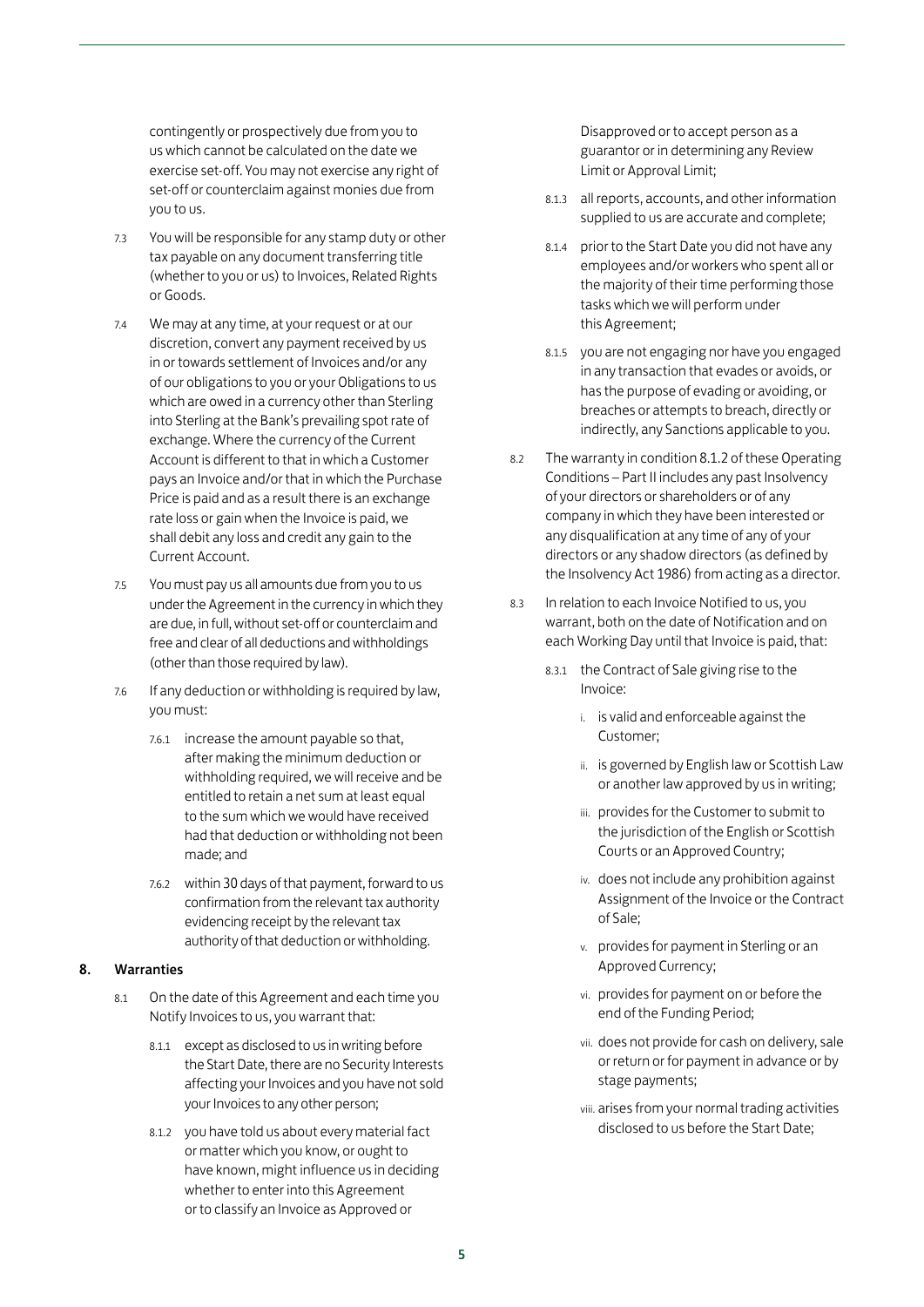contingently or prospectively due from you to us which cannot be calculated on the date we exercise set-off. You may not exercise any right of set-off or counterclaim against monies due from you to us.

7.3 You will be responsible for any stamp duty or other tax payable on any document transferring title (whether to you or us) to Invoices, Related Rights or Goods.

7.4 We may at any time, at your request or at our discretion, convert any payment received by us in or towards settlement of Invoices and/or any of our obligations to you or your Obligations to us which are owed in a currency other than Sterling into Sterling at the Bank's prevailing spot rate of exchange. Where the currency of the Current Account is different to that in which a Customer pays an Invoice and/or that in which the Purchase Price is paid and as a result there is an exchange rate loss or gain when the Invoice is paid, we shall debit any loss and credit any gain to the Current Account.

7.5 You must pay us all amounts due from you to us under the Agreement in the currency in which they are due, in full, without set-off or counterclaim and free and clear of all deductions and withholdings (other than those required by law).

7.6 If any deduction or withholding is required by law, you must:

7.6.1 increase the amount payable so that, after making the minimum deduction or withholding required, we will receive and be entitled to retain a net sum at least equal to the sum which we would have received had that deduction or withholding not been made; and

7.6.2 within 30 days of that payment, forward to us confirmation from the relevant tax authority evidencing receipt by the relevant tax authority of that deduction or withholding.

## 8. Warranties

8.1 On the date of this Agreement and each time you Notify Invoices to us, you warrant that:

8.1.1 except as disclosed to us in writing before the Start Date, there are no Security Interests affecting your Invoices and you have not sold your Invoices to any other person;

8.1.2 you have told us about every material fact or matter which you know, or ought to have known, might influence us in deciding whether to enter into this Agreement or to classify an Invoice as Approved or Disapproved or to accept person as a guarantor or in determining any Review Limit or Approval Limit;

8.1.3 all reports, accounts, and other information supplied to us are accurate and complete;

8.1.4 prior to the Start Date you did not have any employees and/or workers who spent all or the majority of their time performing those tasks which we will perform under this Agreement;

8.1.5 you are not engaging nor have you engaged in any transaction that evades or avoids, or has the purpose of evading or avoiding, or breaches or attempts to breach, directly or indirectly, any Sanctions applicable to you.

8.2 The warranty in condition 8.1.2 of these Operating Conditions – Part II includes any past Insolvency of your directors or shareholders or of any company in which they have been interested or any disqualification at any time of any of your directors or any shadow directors (as defined by the Insolvency Act 1986) from acting as a director.

8.3 In relation to each Invoice Notified to us, you warrant, both on the date of Notification and on each Working Day until that Invoice is paid, that:

8.3.1 the Contract of Sale giving rise to the Invoice:

i. is valid and enforceable against the Customer;

ii. is governed by English law or Scottish Law or another law approved by us in writing;

iii. provides for the Customer to submit to the jurisdiction of the English or Scottish Courts or an Approved Country;

iv. does not include any prohibition against Assignment of the Invoice or the Contract of Sale;

v. provides for payment in Sterling or an Approved Currency;

vi. provides for payment on or before the end of the Funding Period;

vii. does not provide for cash on delivery, sale or return or for payment in advance or by stage payments;

viii. arises from your normal trading activities disclosed to us before the Start Date;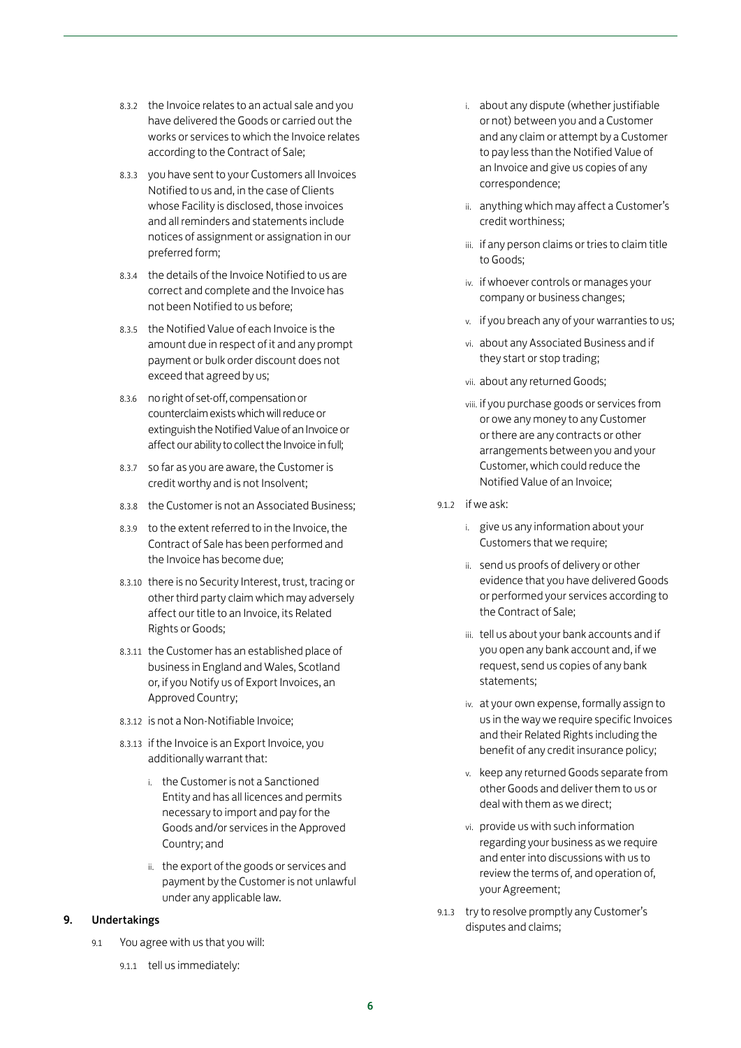8.3.2 the Invoice relates to an actual sale and you have delivered the Goods or carried out the works or services to which the Invoice relates according to the Contract of Sale;

8.3.3 you have sent to your Customers all Invoices Notified to us and, in the case of Clients whose Facility is disclosed, those invoices and all reminders and statements include notices of assignment or assignation in our preferred form;

8.3.4 the details of the Invoice Notified to us are correct and complete and the Invoice has not been Notified to us before;

8.3.5 the Notified Value of each Invoice is the amount due in respect of it and any prompt payment or bulk order discount does not exceed that agreed by us;

8.3.6 no right of set-off, compensation or counterclaim exists which will reduce or extinguish the Notified Value of an Invoice or affect our ability to collect the Invoice in full;

8.3.7 so far as you are aware, the Customer is credit worthy and is not Insolvent;

8.3.8 the Customer is not an Associated Business;

8.3.9 to the extent referred to in the Invoice, the Contract of Sale has been performed and the Invoice has become due;

8.3.10 there is no Security Interest, trust, tracing or other third party claim which may adversely affect our title to an Invoice, its Related Rights or Goods;

8.3.11 the Customer has an established place of business in England and Wales, Scotland or, if you Notify us of Export Invoices, an Approved Country;

8.3.12 is not a Non-Notifiable Invoice;

8.3.13 if the Invoice is an Export Invoice, you additionally warrant that:

i. the Customer is not a Sanctioned Entity and has all licences and permits necessary to import and pay for the Goods and/or services in the Approved Country; and

ii. the export of the goods or services and payment by the Customer is not unlawful under any applicable law.

## 9. Undertakings

9.1 You agree with us that you will:

9.1.1 tell us immediately:

i. about any dispute (whether justifiable or not) between you and a Customer and any claim or attempt by a Customer to pay less than the Notified Value of an Invoice and give us copies of any correspondence;

ii. anything which may affect a Customer's credit worthiness;

iii. if any person claims or tries to claim title to Goods;

iv. if whoever controls or manages your company or business changes;

v. if you breach any of your warranties to us;

vi. about any Associated Business and if they start or stop trading;

vii. about any returned Goods;

viii. if you purchase goods or services from or owe any money to any Customer or there are any contracts or other arrangements between you and your Customer, which could reduce the Notified Value of an Invoice;

9.1.2 if we ask:

i. give us any information about your Customers that we require;

ii. send us proofs of delivery or other evidence that you have delivered Goods or performed your services according to the Contract of Sale;

iii. tell us about your bank accounts and if you open any bank account and, if we request, send us copies of any bank statements;

iv. at your own expense, formally assign to us in the way we require specific Invoices and their Related Rights including the benefit of any credit insurance policy;

v. keep any returned Goods separate from other Goods and deliver them to us or deal with them as we direct;

vi. provide us with such information regarding your business as we require and enter into discussions with us to review the terms of, and operation of, your Agreement;

9.1.3 try to resolve promptly any Customer's disputes and claims;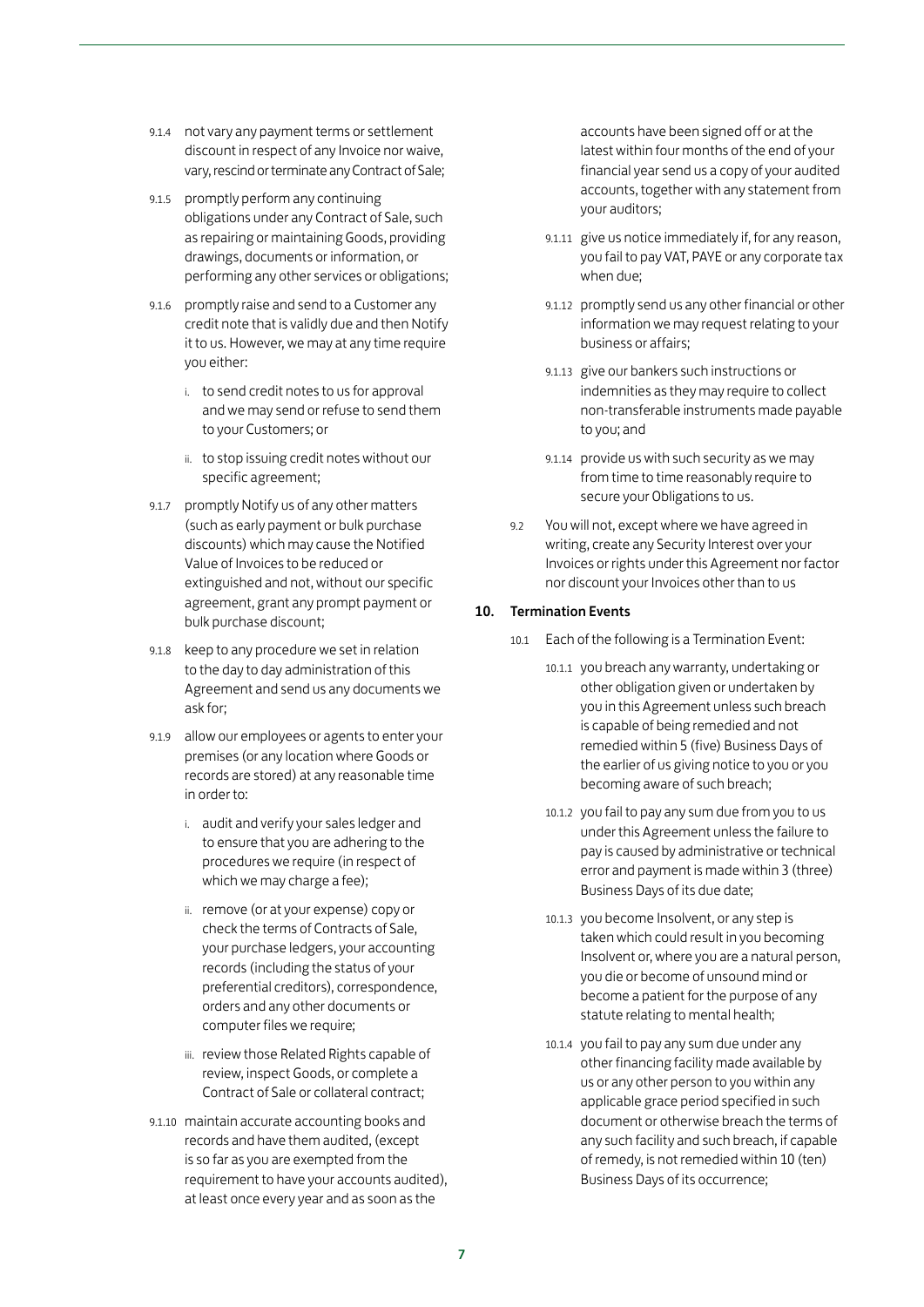9.1.4 not vary any payment terms or settlement discount in respect of any Invoice nor waive, vary, rescind or terminate any Contract of Sale;

9.1.5 promptly perform any continuing obligations under any Contract of Sale, such as repairing or maintaining Goods, providing drawings, documents or information, or performing any other services or obligations;

9.1.6 promptly raise and send to a Customer any credit note that is validly due and then Notify it to us. However, we may at any time require you either:

i. to send credit notes to us for approval and we may send or refuse to send them to your Customers; or

ii. to stop issuing credit notes without our specific agreement;

9.1.7 promptly Notify us of any other matters (such as early payment or bulk purchase discounts) which may cause the Notified Value of Invoices to be reduced or extinguished and not, without our specific agreement, grant any prompt payment or bulk purchase discount;

9.1.8 keep to any procedure we set in relation to the day to day administration of this Agreement and send us any documents we ask for;

9.1.9 allow our employees or agents to enter your premises (or any location where Goods or records are stored) at any reasonable time in order to:

i. audit and verify your sales ledger and to ensure that you are adhering to the procedures we require (in respect of which we may charge a fee);

ii. remove (or at your expense) copy or check the terms of Contracts of Sale, your purchase ledgers, your accounting records (including the status of your preferential creditors), correspondence, orders and any other documents or computer files we require;

iii. review those Related Rights capable of review, inspect Goods, or complete a Contract of Sale or collateral contract;

9.1.10 maintain accurate accounting books and records and have them audited, (except is so far as you are exempted from the requirement to have your accounts audited), at least once every year and as soon as the accounts have been signed off or at the latest within four months of the end of your financial year send us a copy of your audited accounts, together with any statement from your auditors;

9.1.11 give us notice immediately if, for any reason, you fail to pay VAT, PAYE or any corporate tax when due;

9.1.12 promptly send us any other financial or other information we may request relating to your business or affairs;

9.1.13 give our bankers such instructions or indemnities as they may require to collect non-transferable instruments made payable to you; and

9.1.14 provide us with such security as we may from time to time reasonably require to secure your Obligations to us.

9.2 You will not, except where we have agreed in writing, create any Security Interest over your Invoices or rights under this Agreement nor factor nor discount your Invoices other than to us

## 10. Termination Events

10.1 Each of the following is a Termination Event:

10.1.1 you breach any warranty, undertaking or other obligation given or undertaken by you in this Agreement unless such breach is capable of being remedied and not remedied within 5 (five) Business Days of the earlier of us giving notice to you or you becoming aware of such breach;

10.1.2 you fail to pay any sum due from you to us under this Agreement unless the failure to pay is caused by administrative or technical error and payment is made within 3 (three) Business Days of its due date;

10.1.3 you become Insolvent, or any step is taken which could result in you becoming Insolvent or, where you are a natural person, you die or become of unsound mind or become a patient for the purpose of any statute relating to mental health;

10.1.4 you fail to pay any sum due under any other financing facility made available by us or any other person to you within any applicable grace period specified in such document or otherwise breach the terms of any such facility and such breach, if capable of remedy, is not remedied within 10 (ten) Business Days of its occurrence;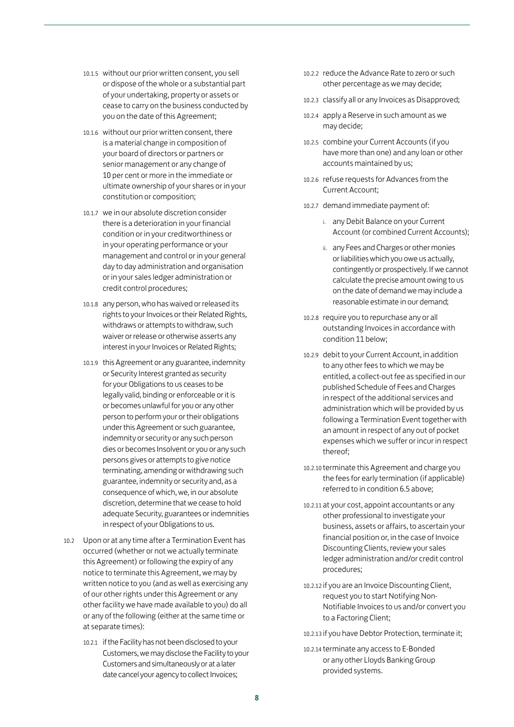10.1.5 without our prior written consent, you sell or dispose of the whole or a substantial part of your undertaking, property or assets or cease to carry on the business conducted by you on the date of this Agreement;

10.1.6 without our prior written consent, there is a material change in composition of your board of directors or partners or senior management or any change of 10 per cent or more in the immediate or ultimate ownership of your shares or in your constitution or composition;

10.1.7 we in our absolute discretion consider there is a deterioration in your financial condition or in your creditworthiness or in your operating performance or your management and control or in your general day to day administration and organisation or in your sales ledger administration or credit control procedures;

10.1.8 any person, who has waived or released its rights to your Invoices or their Related Rights, withdraws or attempts to withdraw, such waiver or release or otherwise asserts any interest in your Invoices or Related Rights;

10.1.9 this Agreement or any guarantee, indemnity or Security Interest granted as security for your Obligations to us ceases to be legally valid, binding or enforceable or it is or becomes unlawful for you or any other person to perform your or their obligations under this Agreement or such guarantee, indemnity or security or any such person dies or becomes Insolvent or you or any such persons gives or attempts to give notice terminating, amending or withdrawing such guarantee, indemnity or security and, as a consequence of which, we, in our absolute discretion, determine that we cease to hold adequate Security, guarantees or indemnities in respect of your Obligations to us.

10.2 Upon or at any time after a Termination Event has occurred (whether or not we actually terminate this Agreement) or following the expiry of any notice to terminate this Agreement, we may by written notice to you (and as well as exercising any of our other rights under this Agreement or any other facility we have made available to you) do all or any of the following (either at the same time or at separate times):

10.2.1 if the Facility has not been disclosed to your Customers, we may disclose the Facility to your Customers and simultaneously or at a later date cancel your agency to collect Invoices;

10.2.2 reduce the Advance Rate to zero or such other percentage as we may decide;

10.2.3 classify all or any Invoices as Disapproved;

10.2.4 apply a Reserve in such amount as we may decide;

10.2.5 combine your Current Accounts (if you have more than one) and any loan or other accounts maintained by us;

10.2.6 refuse requests for Advances from the Current Account;

10.2.7 demand immediate payment of:

i. any Debit Balance on your Current Account (or combined Current Accounts);

ii. any Fees and Charges or other monies or liabilities which you owe us actually, contingently or prospectively. If we cannot calculate the precise amount owing to us on the date of demand we may include a reasonable estimate in our demand;

10.2.8 require you to repurchase any or all outstanding Invoices in accordance with condition 11 below;

10.2.9 debit to your Current Account, in addition to any other fees to which we may be entitled, a collect-out fee as specified in our published Schedule of Fees and Charges in respect of the additional services and administration which will be provided by us following a Termination Event together with an amount in respect of any out of pocket expenses which we suffer or incur in respect thereof;

10.2.10 terminate this Agreement and charge you the fees for early termination (if applicable) referred to in condition 6.5 above;

10.2.11 at your cost, appoint accountants or any other professional to investigate your business, assets or affairs, to ascertain your financial position or, in the case of Invoice Discounting Clients, review your sales ledger administration and/or credit control procedures;

10.2.12 if you are an Invoice Discounting Client, request you to start Notifying Non-Notifiable Invoices to us and/or convert you to a Factoring Client;

10.2.13 if you have Debtor Protection, terminate it;

10.2.14 terminate any access to E-Bonded or any other Lloyds Banking Group provided systems.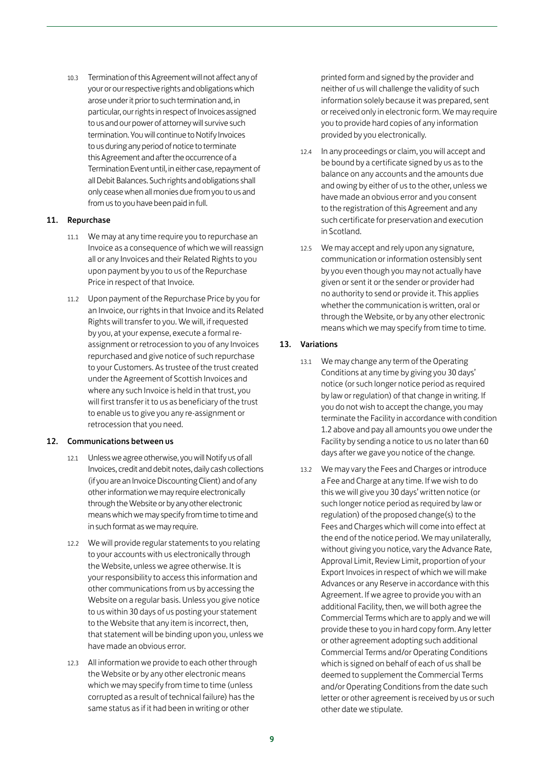10.3 Termination of this Agreement will not affect any of your or our respective rights and obligations which arose under it prior to such termination and, in particular, our rights in respect of Invoices assigned to us and our power of attorney will survive such termination. You will continue to Notify Invoices to us during any period of notice to terminate this Agreement and after the occurrence of a Termination Event until, in either case, repayment of all Debit Balances. Such rights and obligations shall only cease when all monies due from you to us and from us to you have been paid in full.

## 11. Repurchase

11.1 We may at any time require you to repurchase an Invoice as a consequence of which we will reassign all or any Invoices and their Related Rights to you upon payment by you to us of the Repurchase Price in respect of that Invoice.

11.2 Upon payment of the Repurchase Price by you for an Invoice, our rights in that Invoice and its Related Rights will transfer to you. We will, if requested by you, at your expense, execute a formal re-assignment or retrocession to you of any Invoices repurchased and give notice of such repurchase to your Customers. As trustee of the trust created under the Agreement of Scottish Invoices and where any such Invoice is held in that trust, you will first transfer it to us as beneficiary of the trust to enable us to give you any re-assignment or retrocession that you need.

## 12. Communications between us

12.1 Unless we agree otherwise, you will Notify us of all Invoices, credit and debit notes, daily cash collections (if you are an Invoice Discounting Client) and of any other information we may require electronically through the Website or by any other electronic means which we may specify from time to time and in such format as we may require.

12.2 We will provide regular statements to you relating to your accounts with us electronically through the Website, unless we agree otherwise. It is your responsibility to access this information and other communications from us by accessing the Website on a regular basis. Unless you give notice to us within 30 days of us posting your statement to the Website that any item is incorrect, then, that statement will be binding upon you, unless we have made an obvious error.

12.3 All information we provide to each other through the Website or by any other electronic means which we may specify from time to time (unless corrupted as a result of technical failure) has the same status as if it had been in writing or other printed form and signed by the provider and neither of us will challenge the validity of such information solely because it was prepared, sent or received only in electronic form. We may require you to provide hard copies of any information provided by you electronically.

12.4 In any proceedings or claim, you will accept and be bound by a certificate signed by us as to the balance on any accounts and the amounts due and owing by either of us to the other, unless we have made an obvious error and you consent to the registration of this Agreement and any such certificate for preservation and execution in Scotland.

12.5 We may accept and rely upon any signature, communication or information ostensibly sent by you even though you may not actually have given or sent it or the sender or provider had no authority to send or provide it. This applies whether the communication is written, oral or through the Website, or by any other electronic means which we may specify from time to time.

## 13. Variations

13.1 We may change any term of the Operating Conditions at any time by giving you 30 days' notice (or such longer notice period as required by law or regulation) of that change in writing. If you do not wish to accept the change, you may terminate the Facility in accordance with condition 1.2 above and pay all amounts you owe under the Facility by sending a notice to us no later than 60 days after we gave you notice of the change.

13.2 We may vary the Fees and Charges or introduce a Fee and Charge at any time. If we wish to do this we will give you 30 days' written notice (or such longer notice period as required by law or regulation) of the proposed change(s) to the Fees and Charges which will come into effect at the end of the notice period. We may unilaterally, without giving you notice, vary the Advance Rate, Approval Limit, Review Limit, proportion of your Export Invoices in respect of which we will make Advances or any Reserve in accordance with this Agreement. If we agree to provide you with an additional Facility, then, we will both agree the Commercial Terms which are to apply and we will provide these to you in hard copy form. Any letter or other agreement adopting such additional Commercial Terms and/or Operating Conditions which is signed on behalf of each of us shall be deemed to supplement the Commercial Terms and/or Operating Conditions from the date such letter or other agreement is received by us or such other date we stipulate.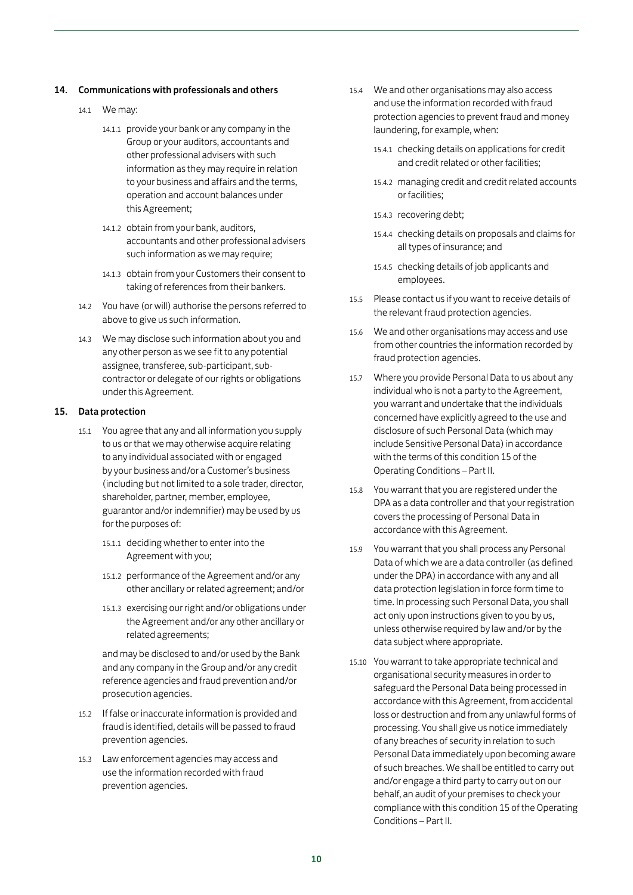## 14. Communications with professionals and others

14.1 We may:

14.1.1 provide your bank or any company in the Group or your auditors, accountants and other professional advisers with such information as they may require in relation to your business and affairs and the terms, operation and account balances under this Agreement;

14.1.2 obtain from your bank, auditors, accountants and other professional advisers such information as we may require;

14.1.3 obtain from your Customers their consent to taking of references from their bankers.

14.2 You have (or will) authorise the persons referred to above to give us such information.

14.3 We may disclose such information about you and any other person as we see fit to any potential assignee, transferee, sub-participant, sub-contractor or delegate of our rights or obligations under this Agreement.

## 15. Data protection

15.1 You agree that any and all information you supply to us or that we may otherwise acquire relating to any individual associated with or engaged by your business and/or a Customer's business (including but not limited to a sole trader, director, shareholder, partner, member, employee, guarantor and/or indemnifier) may be used by us for the purposes of:

15.1.1 deciding whether to enter into the Agreement with you;

15.1.2 performance of the Agreement and/or any other ancillary or related agreement; and/or

15.1.3 exercising our right and/or obligations under the Agreement and/or any other ancillary or related agreements;

and may be disclosed to and/or used by the Bank and any company in the Group and/or any credit reference agencies and fraud prevention and/or prosecution agencies.

15.2 If false or inaccurate information is provided and fraud is identified, details will be passed to fraud prevention agencies.

15.3 Law enforcement agencies may access and use the information recorded with fraud prevention agencies.

15.4 We and other organisations may also access and use the information recorded with fraud protection agencies to prevent fraud and money laundering, for example, when:

15.4.1 checking details on applications for credit and credit related or other facilities;

15.4.2 managing credit and credit related accounts or facilities;

15.4.3 recovering debt;

15.4.4 checking details on proposals and claims for all types of insurance; and

15.4.5 checking details of job applicants and employees.

15.5 Please contact us if you want to receive details of the relevant fraud protection agencies.

15.6 We and other organisations may access and use from other countries the information recorded by fraud protection agencies.

15.7 Where you provide Personal Data to us about any individual who is not a party to the Agreement, you warrant and undertake that the individuals concerned have explicitly agreed to the use and disclosure of such Personal Data (which may include Sensitive Personal Data) in accordance with the terms of this condition 15 of the Operating Conditions – Part II.

15.8 You warrant that you are registered under the DPA as a data controller and that your registration covers the processing of Personal Data in accordance with this Agreement.

15.9 You warrant that you shall process any Personal Data of which we are a data controller (as defined under the DPA) in accordance with any and all data protection legislation in force form time to time. In processing such Personal Data, you shall act only upon instructions given to you by us, unless otherwise required by law and/or by the data subject where appropriate.

15.10 You warrant to take appropriate technical and organisational security measures in order to safeguard the Personal Data being processed in accordance with this Agreement, from accidental loss or destruction and from any unlawful forms of processing. You shall give us notice immediately of any breaches of security in relation to such Personal Data immediately upon becoming aware of such breaches. We shall be entitled to carry out and/or engage a third party to carry out on our behalf, an audit of your premises to check your compliance with this condition 15 of the Operating Conditions – Part II.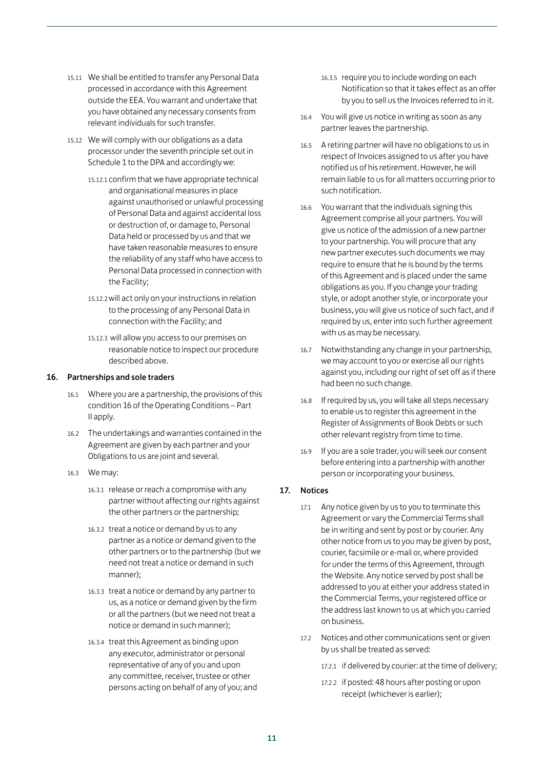15.11 We shall be entitled to transfer any Personal Data processed in accordance with this Agreement outside the EEA. You warrant and undertake that you have obtained any necessary consents from relevant individuals for such transfer.

15.12 We will comply with our obligations as a data processor under the seventh principle set out in Schedule 1 to the DPA and accordingly we:

15.12.1 confirm that we have appropriate technical and organisational measures in place against unauthorised or unlawful processing of Personal Data and against accidental loss or destruction of, or damage to, Personal Data held or processed by us and that we have taken reasonable measures to ensure the reliability of any staff who have access to Personal Data processed in connection with the Facility;

15.12.2 will act only on your instructions in relation to the processing of any Personal Data in connection with the Facility; and

15.12.3 will allow you access to our premises on reasonable notice to inspect our procedure described above.

## 16. Partnerships and sole traders

16.1 Where you are a partnership, the provisions of this condition 16 of the Operating Conditions – Part II apply.

16.2 The undertakings and warranties contained in the Agreement are given by each partner and your Obligations to us are joint and several.

16.3 We may:

16.3.1 release or reach a compromise with any partner without affecting our rights against the other partners or the partnership;

16.3.2 treat a notice or demand by us to any partner as a notice or demand given to the other partners or to the partnership (but we need not treat a notice or demand in such manner);

16.3.3 treat a notice or demand by any partner to us, as a notice or demand given by the firm or all the partners (but we need not treat a notice or demand in such manner);

16.3.4 treat this Agreement as binding upon any executor, administrator or personal representative of any of you and upon any committee, receiver, trustee or other persons acting on behalf of any of you; and

16.3.5 require you to include wording on each Notification so that it takes effect as an offer by you to sell us the Invoices referred to in it.

16.4 You will give us notice in writing as soon as any partner leaves the partnership.

16.5 A retiring partner will have no obligations to us in respect of Invoices assigned to us after you have notified us of his retirement. However, he will remain liable to us for all matters occurring prior to such notification.

16.6 You warrant that the individuals signing this Agreement comprise all your partners. You will give us notice of the admission of a new partner to your partnership. You will procure that any new partner executes such documents we may require to ensure that he is bound by the terms of this Agreement and is placed under the same obligations as you. If you change your trading style, or adopt another style, or incorporate your business, you will give us notice of such fact, and if required by us, enter into such further agreement with us as may be necessary.

16.7 Notwithstanding any change in your partnership, we may account to you or exercise all our rights against you, including our right of set off as if there had been no such change.

16.8 If required by us, you will take all steps necessary to enable us to register this agreement in the Register of Assignments of Book Debts or such other relevant registry from time to time.

16.9 If you are a sole trader, you will seek our consent before entering into a partnership with another person or incorporating your business.

## 17. Notices

17.1 Any notice given by us to you to terminate this Agreement or vary the Commercial Terms shall be in writing and sent by post or by courier. Any other notice from us to you may be given by post, courier, facsimile or e-mail or, where provided for under the terms of this Agreement, through the Website. Any notice served by post shall be addressed to you at either your address stated in the Commercial Terms, your registered office or the address last known to us at which you carried on business.

17.2 Notices and other communications sent or given by us shall be treated as served:

17.2.1 if delivered by courier: at the time of delivery;

17.2.2 if posted: 48 hours after posting or upon receipt (whichever is earlier);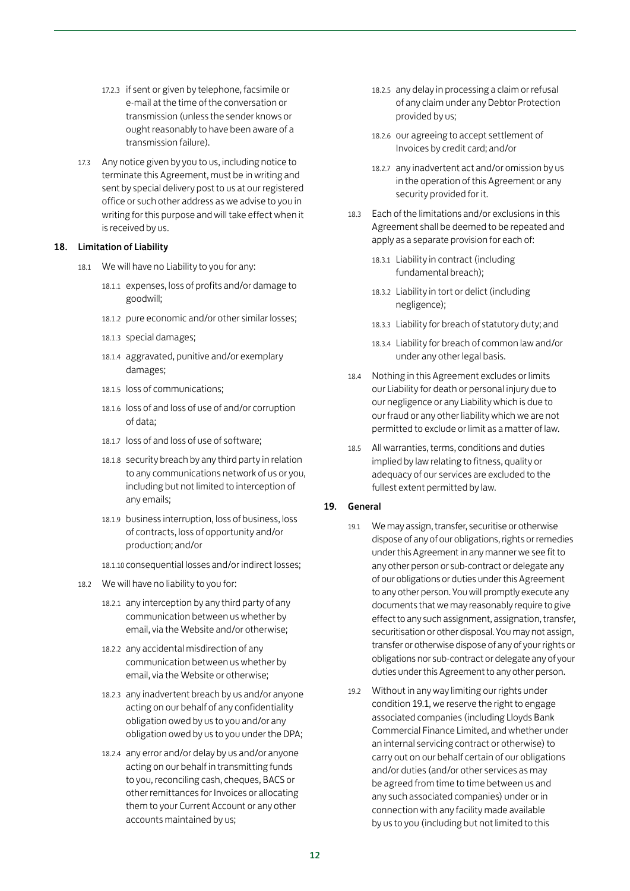17.2.3 if sent or given by telephone, facsimile or e-mail at the time of the conversation or transmission (unless the sender knows or ought reasonably to have been aware of a transmission failure).

17.3 Any notice given by you to us, including notice to terminate this Agreement, must be in writing and sent by special delivery post to us at our registered office or such other address as we advise to you in writing for this purpose and will take effect when it is received by us.

## 18. Limitation of Liability

18.1 We will have no Liability to you for any:

18.1.1 expenses, loss of profits and/or damage to goodwill;

18.1.2 pure economic and/or other similar losses;

18.1.3 special damages;

18.1.4 aggravated, punitive and/or exemplary damages;

18.1.5 loss of communications;

18.1.6 loss of and loss of use of and/or corruption of data;

18.1.7 loss of and loss of use of software;

18.1.8 security breach by any third party in relation to any communications network of us or you, including but not limited to interception of any emails;

18.1.9 business interruption, loss of business, loss of contracts, loss of opportunity and/or production; and/or

18.1.10 consequential losses and/or indirect losses;

18.2 We will have no liability to you for:

18.2.1 any interception by any third party of any communication between us whether by email, via the Website and/or otherwise;

18.2.2 any accidental misdirection of any communication between us whether by email, via the Website or otherwise;

18.2.3 any inadvertent breach by us and/or anyone acting on our behalf of any confidentiality obligation owed by us to you and/or any obligation owed by us to you under the DPA;

18.2.4 any error and/or delay by us and/or anyone acting on our behalf in transmitting funds to you, reconciling cash, cheques, BACS or other remittances for Invoices or allocating them to your Current Account or any other accounts maintained by us;

18.2.5 any delay in processing a claim or refusal of any claim under any Debtor Protection provided by us;

18.2.6 our agreeing to accept settlement of Invoices by credit card; and/or

18.2.7 any inadvertent act and/or omission by us in the operation of this Agreement or any security provided for it.

18.3 Each of the limitations and/or exclusions in this Agreement shall be deemed to be repeated and apply as a separate provision for each of:

18.3.1 Liability in contract (including fundamental breach);

18.3.2 Liability in tort or delict (including negligence);

18.3.3 Liability for breach of statutory duty; and

18.3.4 Liability for breach of common law and/or under any other legal basis.

18.4 Nothing in this Agreement excludes or limits our Liability for death or personal injury due to our negligence or any Liability which is due to our fraud or any other liability which we are not permitted to exclude or limit as a matter of law.

18.5 All warranties, terms, conditions and duties implied by law relating to fitness, quality or adequacy of our services are excluded to the fullest extent permitted by law.

## 19. General

19.1 We may assign, transfer, securitise or otherwise dispose of any of our obligations, rights or remedies under this Agreement in any manner we see fit to any other person or sub-contract or delegate any of our obligations or duties under this Agreement to any other person. You will promptly execute any documents that we may reasonably require to give effect to any such assignment, assignation, transfer, securitisation or other disposal. You may not assign, transfer or otherwise dispose of any of your rights or obligations nor sub-contract or delegate any of your duties under this Agreement to any other person.

19.2 Without in any way limiting our rights under condition 19.1, we reserve the right to engage associated companies (including Lloyds Bank Commercial Finance Limited, and whether under an internal servicing contract or otherwise) to carry out on our behalf certain of our obligations and/or duties (and/or other services as may be agreed from time to time between us and any such associated companies) under or in connection with any facility made available by us to you (including but not limited to this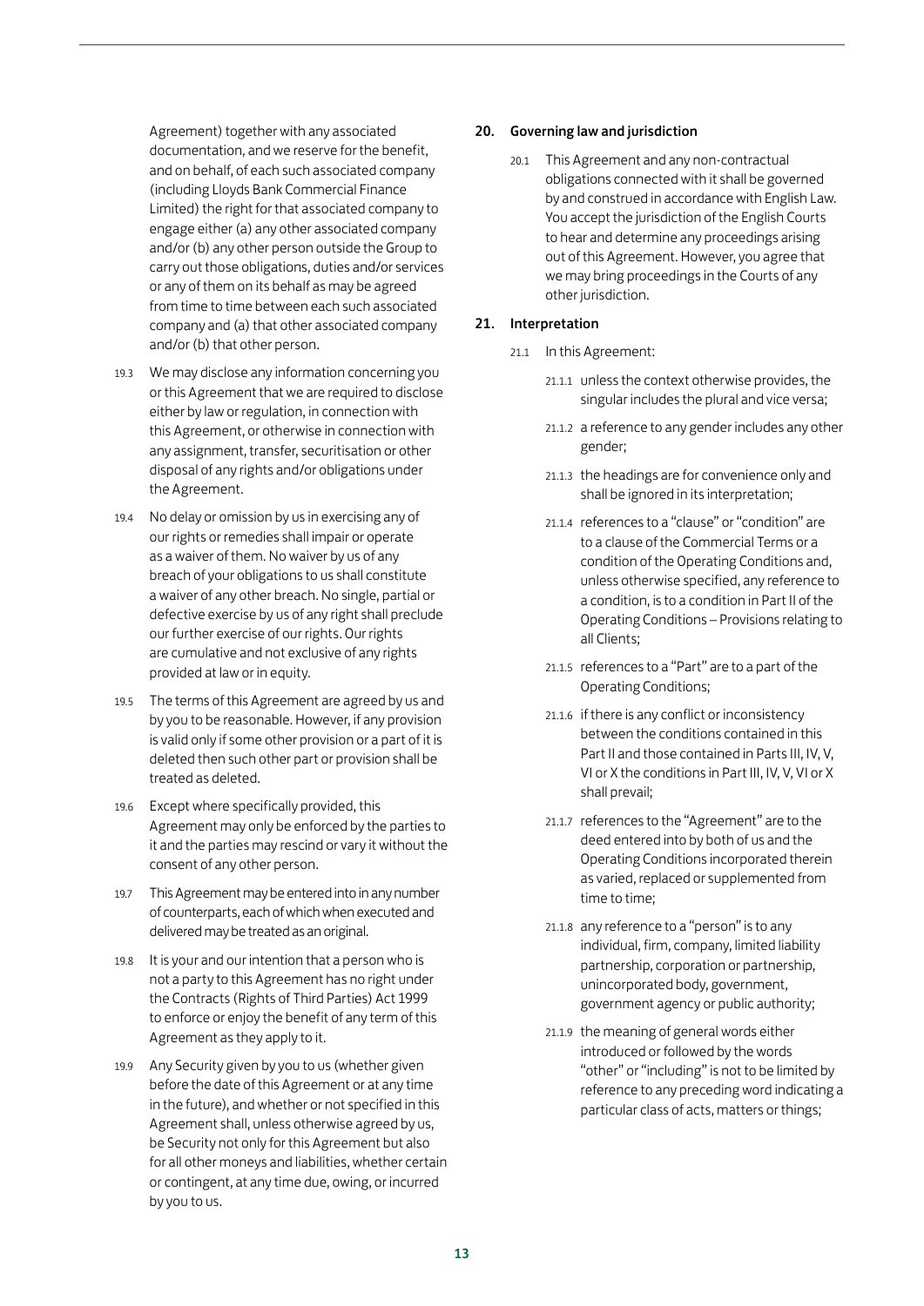Agreement) together with any associated documentation, and we reserve for the benefit, and on behalf, of each such associated company (including Lloyds Bank Commercial Finance Limited) the right for that associated company to engage either (a) any other associated company and/or (b) any other person outside the Group to carry out those obligations, duties and/or services or any of them on its behalf as may be agreed from time to time between each such associated company and (a) that other associated company and/or (b) that other person.

19.3 We may disclose any information concerning you or this Agreement that we are required to disclose either by law or regulation, in connection with this Agreement, or otherwise in connection with any assignment, transfer, securitisation or other disposal of any rights and/or obligations under the Agreement.

19.4 No delay or omission by us in exercising any of our rights or remedies shall impair or operate as a waiver of them. No waiver by us of any breach of your obligations to us shall constitute a waiver of any other breach. No single, partial or defective exercise by us of any right shall preclude our further exercise of our rights. Our rights are cumulative and not exclusive of any rights provided at law or in equity.

19.5 The terms of this Agreement are agreed by us and by you to be reasonable. However, if any provision is valid only if some other provision or a part of it is deleted then such other part or provision shall be treated as deleted.

19.6 Except where specifically provided, this Agreement may only be enforced by the parties to it and the parties may rescind or vary it without the consent of any other person.

19.7 This Agreement may be entered into in any number of counterparts, each of which when executed and delivered may be treated as an original.

19.8 It is your and our intention that a person who is not a party to this Agreement has no right under the Contracts (Rights of Third Parties) Act 1999 to enforce or enjoy the benefit of any term of this Agreement as they apply to it.

19.9 Any Security given by you to us (whether given before the date of this Agreement or at any time in the future), and whether or not specified in this Agreement shall, unless otherwise agreed by us, be Security not only for this Agreement but also for all other moneys and liabilities, whether certain or contingent, at any time due, owing, or incurred by you to us.

## 20. Governing law and jurisdiction

20.1 This Agreement and any non-contractual obligations connected with it shall be governed by and construed in accordance with English Law. You accept the jurisdiction of the English Courts to hear and determine any proceedings arising out of this Agreement. However, you agree that we may bring proceedings in the Courts of any other jurisdiction.

## 21. Interpretation

21.1 In this Agreement:

21.1.1 unless the context otherwise provides, the singular includes the plural and vice versa;

21.1.2 a reference to any gender includes any other gender;

21.1.3 the headings are for convenience only and shall be ignored in its interpretation;

21.1.4 references to a "clause" or "condition" are to a clause of the Commercial Terms or a condition of the Operating Conditions and, unless otherwise specified, any reference to a condition, is to a condition in Part II of the Operating Conditions – Provisions relating to all Clients;

21.1.5 references to a "Part" are to a part of the Operating Conditions;

21.1.6 if there is any conflict or inconsistency between the conditions contained in this Part II and those contained in Parts III, IV, V, VI or X the conditions in Part III, IV, V, VI or X shall prevail;

21.1.7 references to the "Agreement" are to the deed entered into by both of us and the Operating Conditions incorporated therein as varied, replaced or supplemented from time to time;

21.1.8 any reference to a "person" is to any individual, firm, company, limited liability partnership, corporation or partnership, unincorporated body, government, government agency or public authority;

21.1.9 the meaning of general words either introduced or followed by the words "other" or "including" is not to be limited by reference to any preceding word indicating a particular class of acts, matters or things;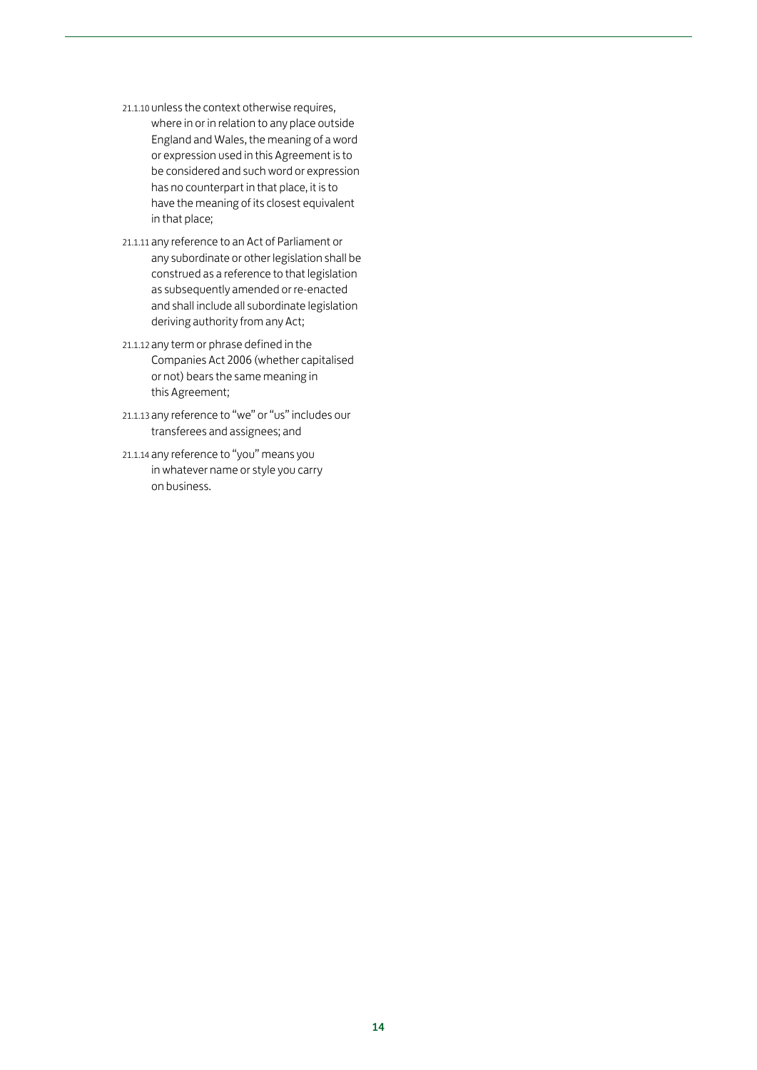21.1.10 unless the context otherwise requires, where in or in relation to any place outside England and Wales, the meaning of a word or expression used in this Agreement is to be considered and such word or expression has no counterpart in that place, it is to have the meaning of its closest equivalent in that place;

21.1.11 any reference to an Act of Parliament or any subordinate or other legislation shall be construed as a reference to that legislation as subsequently amended or re-enacted and shall include all subordinate legislation deriving authority from any Act;

21.1.12 any term or phrase defined in the Companies Act 2006 (whether capitalised or not) bears the same meaning in this Agreement;

21.1.13 any reference to "we" or "us" includes our transferees and assignees; and

21.1.14 any reference to "you" means you in whatever name or style you carry on business.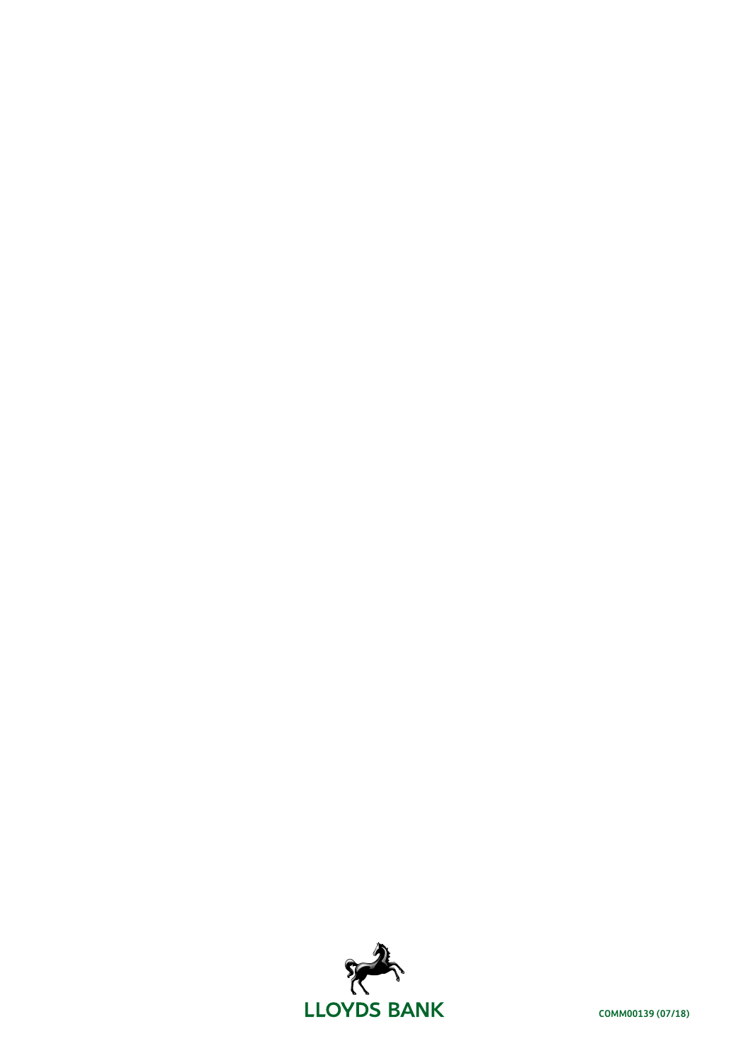LLOYDS BANK

COMM00139 (07/18)